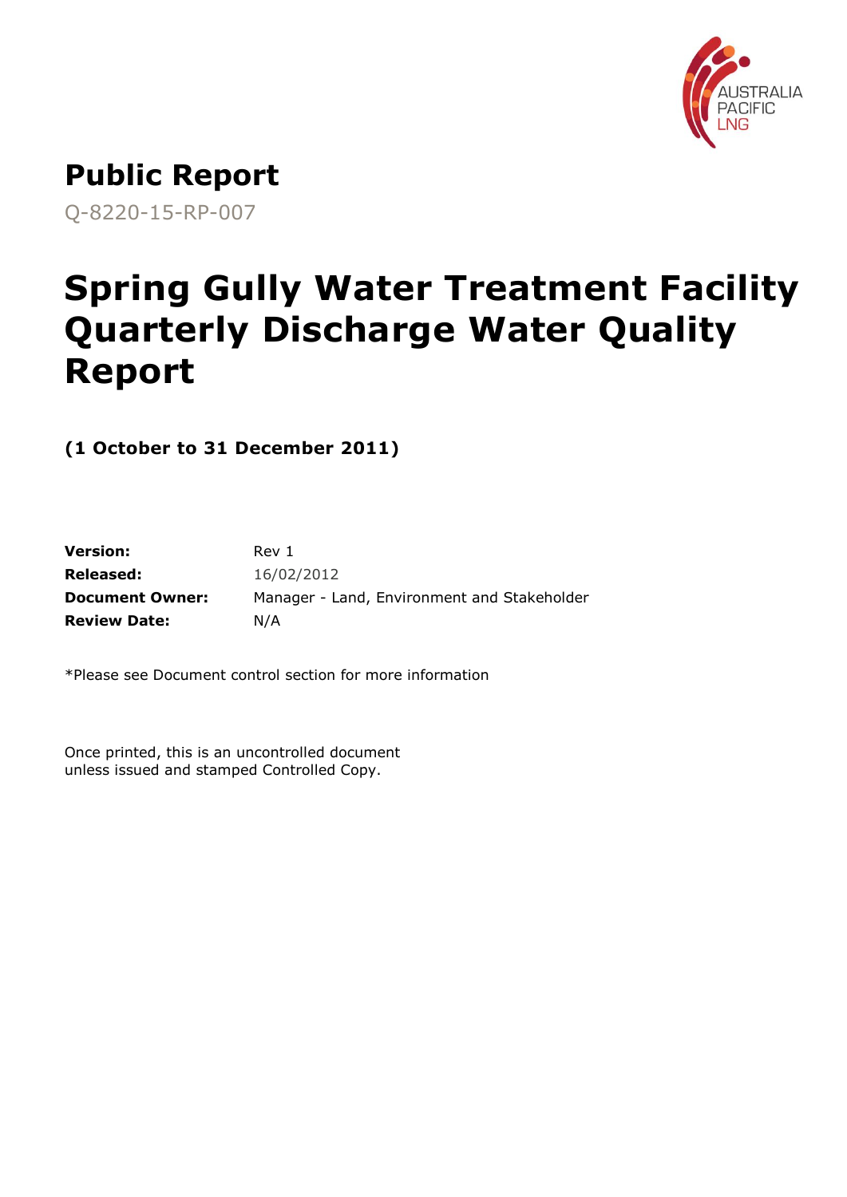AUSTRALIA PACIFIC LNG

# Public Report

Q-8220-15-RP-007

# Spring Gully Water Treatment Facility Quarterly Discharge Water Quality Report

**(1 October to 31 December 2011)**

| | |
|---|---|
| **Version:** | Rev 1 |
| **Released:** | 16/02/2012 |
| **Document Owner:** | Manager - Land, Environment and Stakeholder |
| **Review Date:** | N/A |

*Please see Document control section for more information

Once printed, this is an uncontrolled document unless issued and stamped Controlled Copy.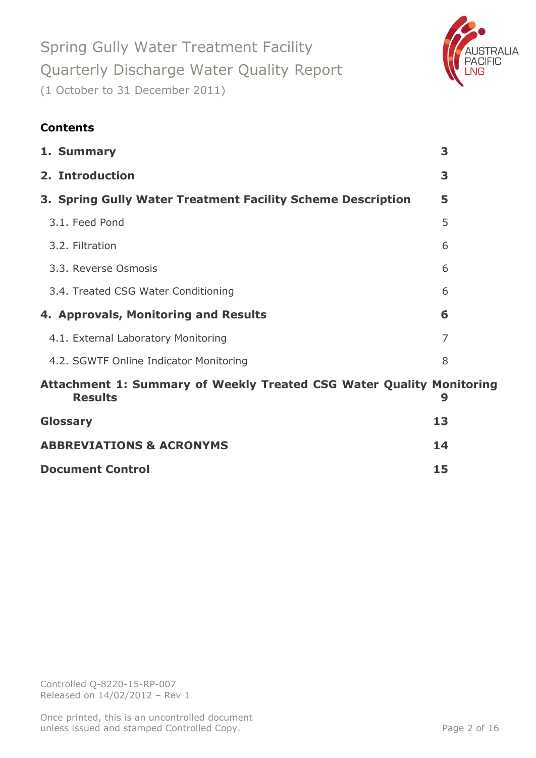Spring Gully Water Treatment Facility
Quarterly Discharge Water Quality Report
(1 October to 31 December 2011)

**Contents**

| | |
|---|---|
| **1. Summary** | **3** |
| **2. Introduction** | **3** |
| **3. Spring Gully Water Treatment Facility Scheme Description** | **5** |
| 3.1. Feed Pond | 5 |
| 3.2. Filtration | 6 |
| 3.3. Reverse Osmosis | 6 |
| 3.4. Treated CSG Water Conditioning | 6 |
| **4. Approvals, Monitoring and Results** | **6** |
| 4.1. External Laboratory Monitoring | 7 |
| 4.2. SGWTF Online Indicator Monitoring | 8 |
| **Attachment 1: Summary of Weekly Treated CSG Water Quality Monitoring Results** | **9** |
| **Glossary** | **13** |
| **ABBREVIATIONS & ACRONYMS** | **14** |
| **Document Control** | **15** |

Controlled Q-8220-15-RP-007
Released on 14/02/2012 – Rev 1

Once printed, this is an uncontrolled document unless issued and stamped Controlled Copy.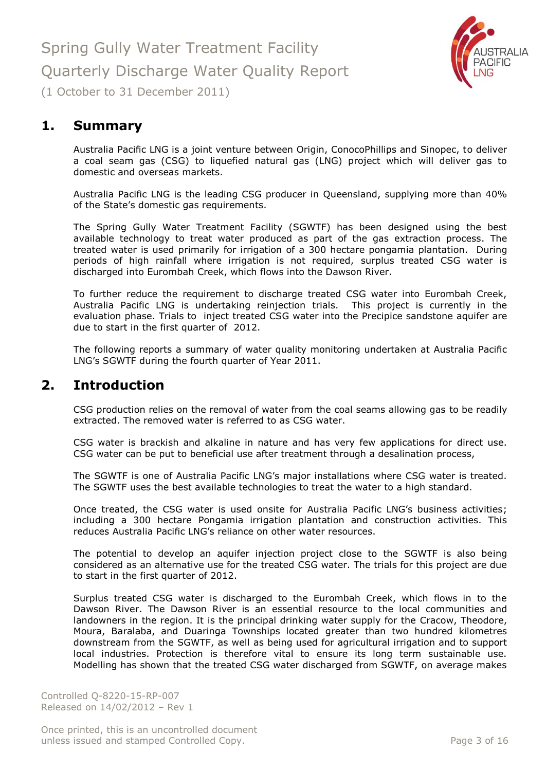# Spring Gully Water Treatment Facility Quarterly Discharge Water Quality Report

(1 October to 31 December 2011)

## 1. Summary

Australia Pacific LNG is a joint venture between Origin, ConocoPhillips and Sinopec, to deliver a coal seam gas (CSG) to liquefied natural gas (LNG) project which will deliver gas to domestic and overseas markets.

Australia Pacific LNG is the leading CSG producer in Queensland, supplying more than 40% of the State's domestic gas requirements.

The Spring Gully Water Treatment Facility (SGWTF) has been designed using the best available technology to treat water produced as part of the gas extraction process. The treated water is used primarily for irrigation of a 300 hectare pongamia plantation. During periods of high rainfall where irrigation is not required, surplus treated CSG water is discharged into Eurombah Creek, which flows into the Dawson River.

To further reduce the requirement to discharge treated CSG water into Eurombah Creek, Australia Pacific LNG is undertaking reinjection trials. This project is currently in the evaluation phase. Trials to inject treated CSG water into the Precipice sandstone aquifer are due to start in the first quarter of 2012.

The following reports a summary of water quality monitoring undertaken at Australia Pacific LNG's SGWTF during the fourth quarter of Year 2011.

## 2. Introduction

CSG production relies on the removal of water from the coal seams allowing gas to be readily extracted. The removed water is referred to as CSG water.

CSG water is brackish and alkaline in nature and has very few applications for direct use. CSG water can be put to beneficial use after treatment through a desalination process,

The SGWTF is one of Australia Pacific LNG's major installations where CSG water is treated. The SGWTF uses the best available technologies to treat the water to a high standard.

Once treated, the CSG water is used onsite for Australia Pacific LNG's business activities; including a 300 hectare Pongamia irrigation plantation and construction activities. This reduces Australia Pacific LNG's reliance on other water resources.

The potential to develop an aquifer injection project close to the SGWTF is also being considered as an alternative use for the treated CSG water. The trials for this project are due to start in the first quarter of 2012.

Surplus treated CSG water is discharged to the Eurombah Creek, which flows in to the Dawson River. The Dawson River is an essential resource to the local communities and landowners in the region. It is the principal drinking water supply for the Cracow, Theodore, Moura, Baralaba, and Duaringa Townships located greater than two hundred kilometres downstream from the SGWTF, as well as being used for agricultural irrigation and to support local industries. Protection is therefore vital to ensure its long term sustainable use. Modelling has shown that the treated CSG water discharged from SGWTF, on average makes

Controlled Q-8220-15-RP-007
Released on 14/02/2012 – Rev 1

Once printed, this is an uncontrolled document unless issued and stamped Controlled Copy.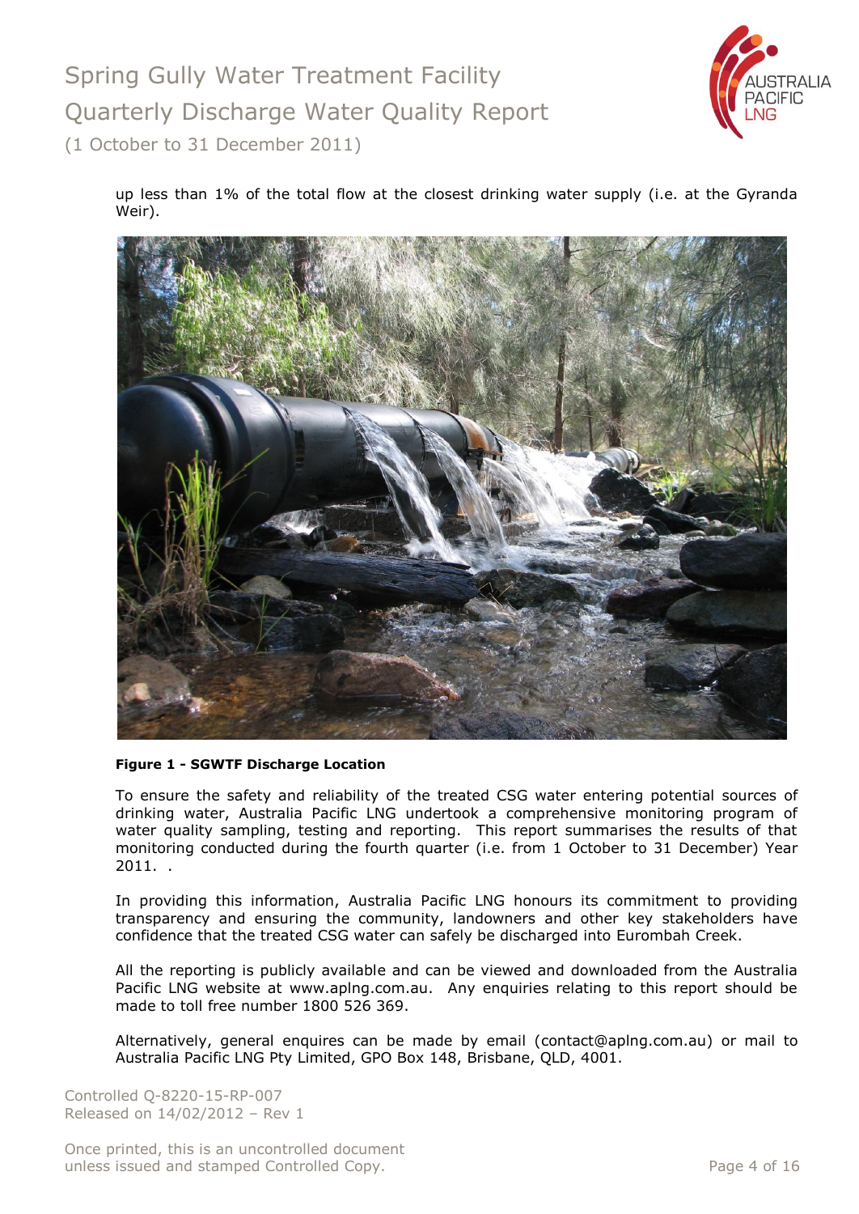up less than 1% of the total flow at the closest drinking water supply (i.e. at the Gyranda Weir).

**Figure 1 - SGWTF Discharge Location**

To ensure the safety and reliability of the treated CSG water entering potential sources of drinking water, Australia Pacific LNG undertook a comprehensive monitoring program of water quality sampling, testing and reporting. This report summarises the results of that monitoring conducted during the fourth quarter (i.e. from 1 October to 31 December) Year 2011. .

In providing this information, Australia Pacific LNG honours its commitment to providing transparency and ensuring the community, landowners and other key stakeholders have confidence that the treated CSG water can safely be discharged into Eurombah Creek.

All the reporting is publicly available and can be viewed and downloaded from the Australia Pacific LNG website at www.aplng.com.au. Any enquiries relating to this report should be made to toll free number 1800 526 369.

Alternatively, general enquires can be made by email (contact@aplng.com.au) or mail to Australia Pacific LNG Pty Limited, GPO Box 148, Brisbane, QLD, 4001.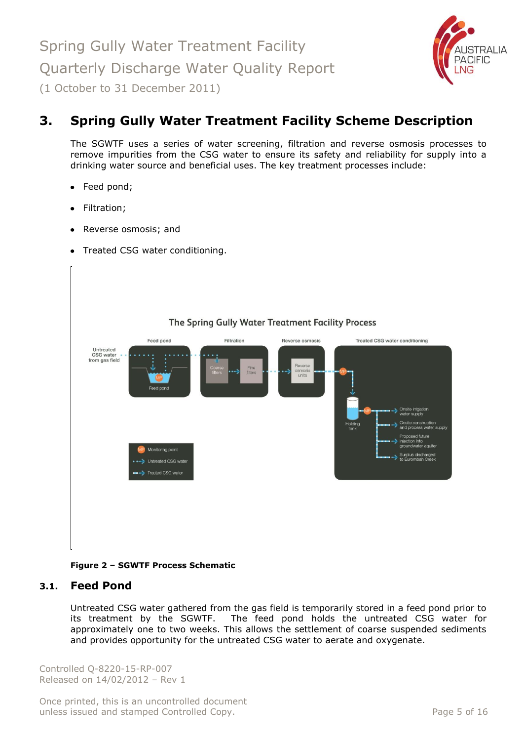# 3. Spring Gully Water Treatment Facility Scheme Description

The SGWTF uses a series of water screening, filtration and reverse osmosis processes to remove impurities from the CSG water to ensure its safety and reliability for supply into a drinking water source and beneficial uses. The key treatment processes include:

- Feed pond;
- Filtration;
- Reverse osmosis; and
- Treated CSG water conditioning.

**Figure 2 – SGWTF Process Schematic**

## 3.1. Feed Pond

Untreated CSG water gathered from the gas field is temporarily stored in a feed pond prior to its treatment by the SGWTF. The feed pond holds the untreated CSG water for approximately one to two weeks. This allows the settlement of coarse suspended sediments and provides opportunity for the untreated CSG water to aerate and oxygenate.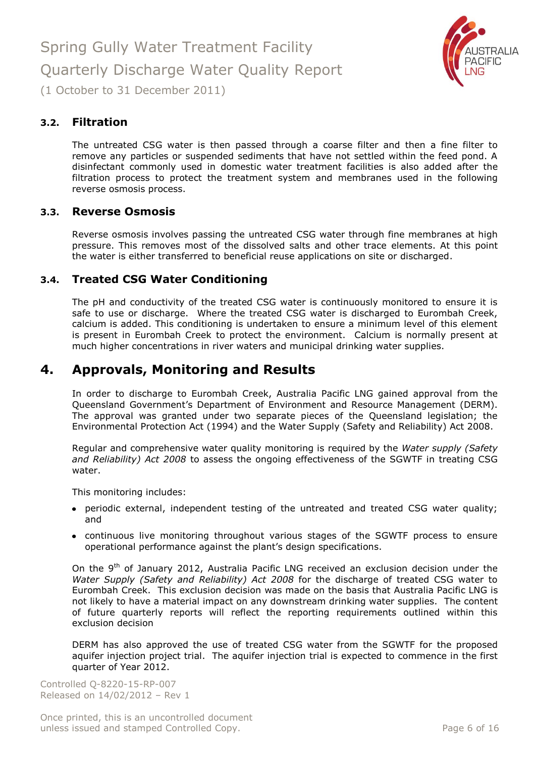### 3.2. Filtration

The untreated CSG water is then passed through a coarse filter and then a fine filter to remove any particles or suspended sediments that have not settled within the feed pond. A disinfectant commonly used in domestic water treatment facilities is also added after the filtration process to protect the treatment system and membranes used in the following reverse osmosis process.

### 3.3. Reverse Osmosis

Reverse osmosis involves passing the untreated CSG water through fine membranes at high pressure. This removes most of the dissolved salts and other trace elements. At this point the water is either transferred to beneficial reuse applications on site or discharged.

### 3.4. Treated CSG Water Conditioning

The pH and conductivity of the treated CSG water is continuously monitored to ensure it is safe to use or discharge. Where the treated CSG water is discharged to Eurombah Creek, calcium is added. This conditioning is undertaken to ensure a minimum level of this element is present in Eurombah Creek to protect the environment. Calcium is normally present at much higher concentrations in river waters and municipal drinking water supplies.

## 4. Approvals, Monitoring and Results

In order to discharge to Eurombah Creek, Australia Pacific LNG gained approval from the Queensland Government's Department of Environment and Resource Management (DERM). The approval was granted under two separate pieces of the Queensland legislation; the Environmental Protection Act (1994) and the Water Supply (Safety and Reliability) Act 2008.

Regular and comprehensive water quality monitoring is required by the *Water supply (Safety and Reliability) Act 2008* to assess the ongoing effectiveness of the SGWTF in treating CSG water.

This monitoring includes:

- periodic external, independent testing of the untreated and treated CSG water quality; and
- continuous live monitoring throughout various stages of the SGWTF process to ensure operational performance against the plant's design specifications.

On the 9th of January 2012, Australia Pacific LNG received an exclusion decision under the *Water Supply (Safety and Reliability) Act 2008* for the discharge of treated CSG water to Eurombah Creek. This exclusion decision was made on the basis that Australia Pacific LNG is not likely to have a material impact on any downstream drinking water supplies. The content of future quarterly reports will reflect the reporting requirements outlined within this exclusion decision

DERM has also approved the use of treated CSG water from the SGWTF for the proposed aquifer injection project trial. The aquifer injection trial is expected to commence in the first quarter of Year 2012.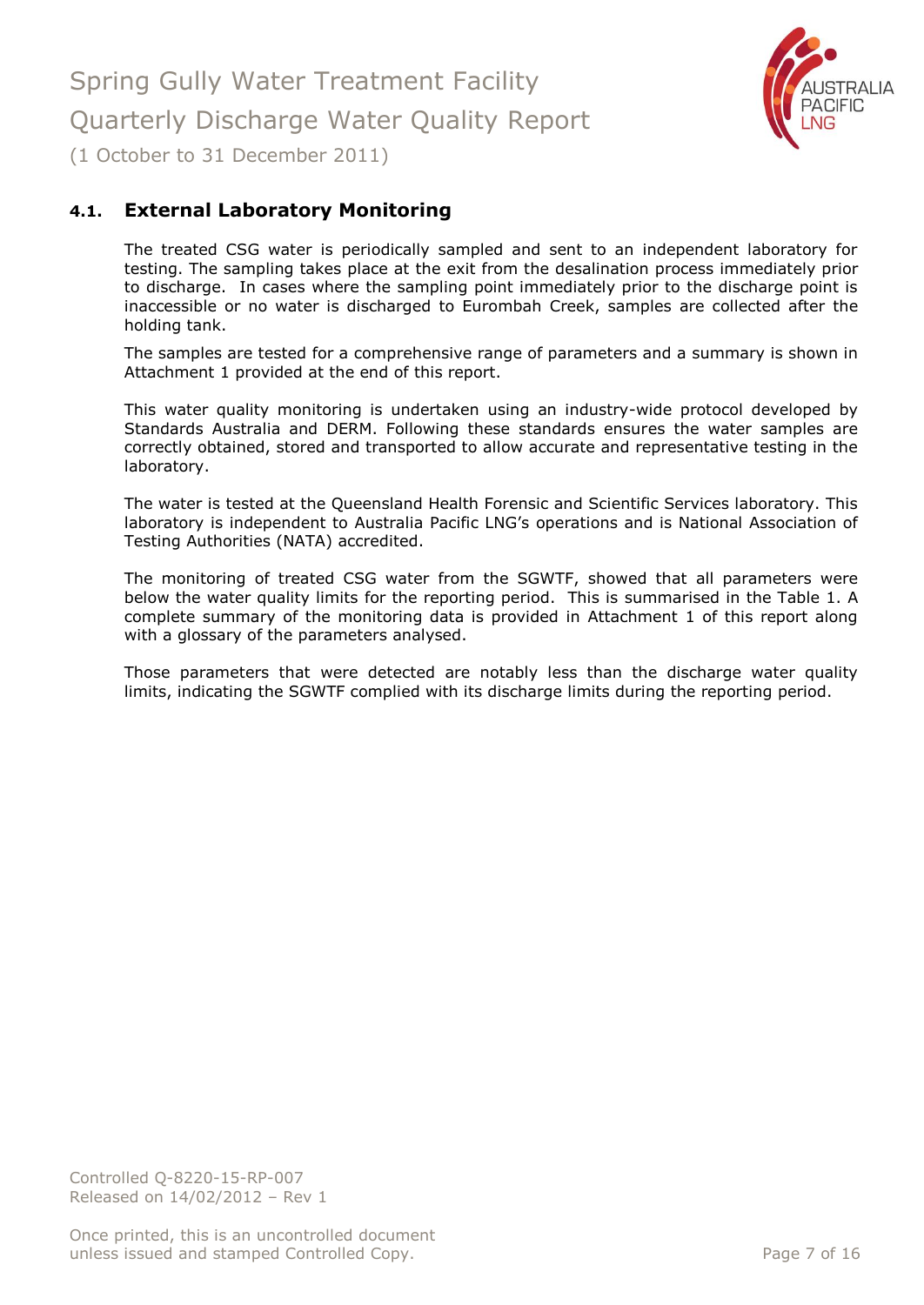## 4.1. External Laboratory Monitoring

The treated CSG water is periodically sampled and sent to an independent laboratory for testing. The sampling takes place at the exit from the desalination process immediately prior to discharge. In cases where the sampling point immediately prior to the discharge point is inaccessible or no water is discharged to Eurombah Creek, samples are collected after the holding tank.

The samples are tested for a comprehensive range of parameters and a summary is shown in Attachment 1 provided at the end of this report.

This water quality monitoring is undertaken using an industry-wide protocol developed by Standards Australia and DERM. Following these standards ensures the water samples are correctly obtained, stored and transported to allow accurate and representative testing in the laboratory.

The water is tested at the Queensland Health Forensic and Scientific Services laboratory. This laboratory is independent to Australia Pacific LNG's operations and is National Association of Testing Authorities (NATA) accredited.

The monitoring of treated CSG water from the SGWTF, showed that all parameters were below the water quality limits for the reporting period. This is summarised in the Table 1. A complete summary of the monitoring data is provided in Attachment 1 of this report along with a glossary of the parameters analysed.

Those parameters that were detected are notably less than the discharge water quality limits, indicating the SGWTF complied with its discharge limits during the reporting period.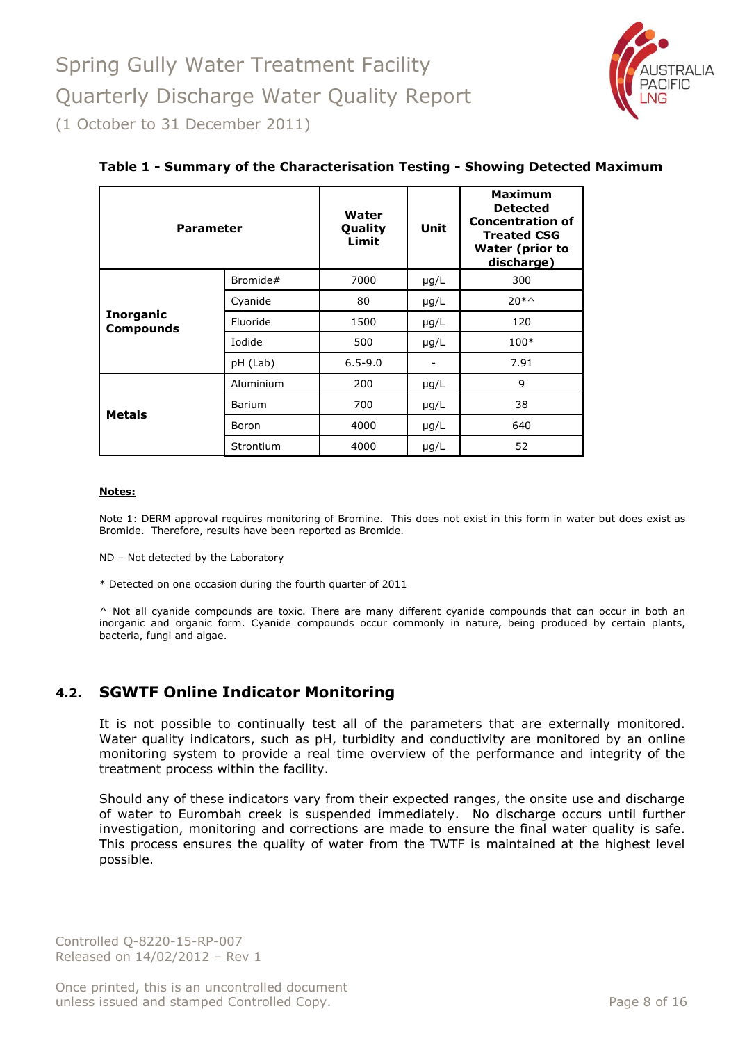**Table 1 - Summary of the Characterisation Testing - Showing Detected Maximum**

| Parameter | | Water Quality Limit | Unit | Maximum Detected Concentration of Treated CSG Water (prior to discharge) |
|---|---|---|---|---|
| **Inorganic Compounds** | Bromide# | 7000 | µg/L | 300 |
| | Cyanide | 80 | µg/L | 20*^ |
| | Fluoride | 1500 | µg/L | 120 |
| | Iodide | 500 | µg/L | 100* |
| | pH (Lab) | 6.5-9.0 | - | 7.91 |
| **Metals** | Aluminium | 200 | µg/L | 9 |
| | Barium | 700 | µg/L | 38 |
| | Boron | 4000 | µg/L | 640 |
| | Strontium | 4000 | µg/L | 52 |

**Notes:**

Note 1: DERM approval requires monitoring of Bromine. This does not exist in this form in water but does exist as Bromide. Therefore, results have been reported as Bromide.

ND – Not detected by the Laboratory

* Detected on one occasion during the fourth quarter of 2011

^ Not all cyanide compounds are toxic. There are many different cyanide compounds that can occur in both an inorganic and organic form. Cyanide compounds occur commonly in nature, being produced by certain plants, bacteria, fungi and algae.

## 4.2. SGWTF Online Indicator Monitoring

It is not possible to continually test all of the parameters that are externally monitored. Water quality indicators, such as pH, turbidity and conductivity are monitored by an online monitoring system to provide a real time overview of the performance and integrity of the treatment process within the facility.

Should any of these indicators vary from their expected ranges, the onsite use and discharge of water to Eurombah creek is suspended immediately. No discharge occurs until further investigation, monitoring and corrections are made to ensure the final water quality is safe. This process ensures the quality of water from the TWTF is maintained at the highest level possible.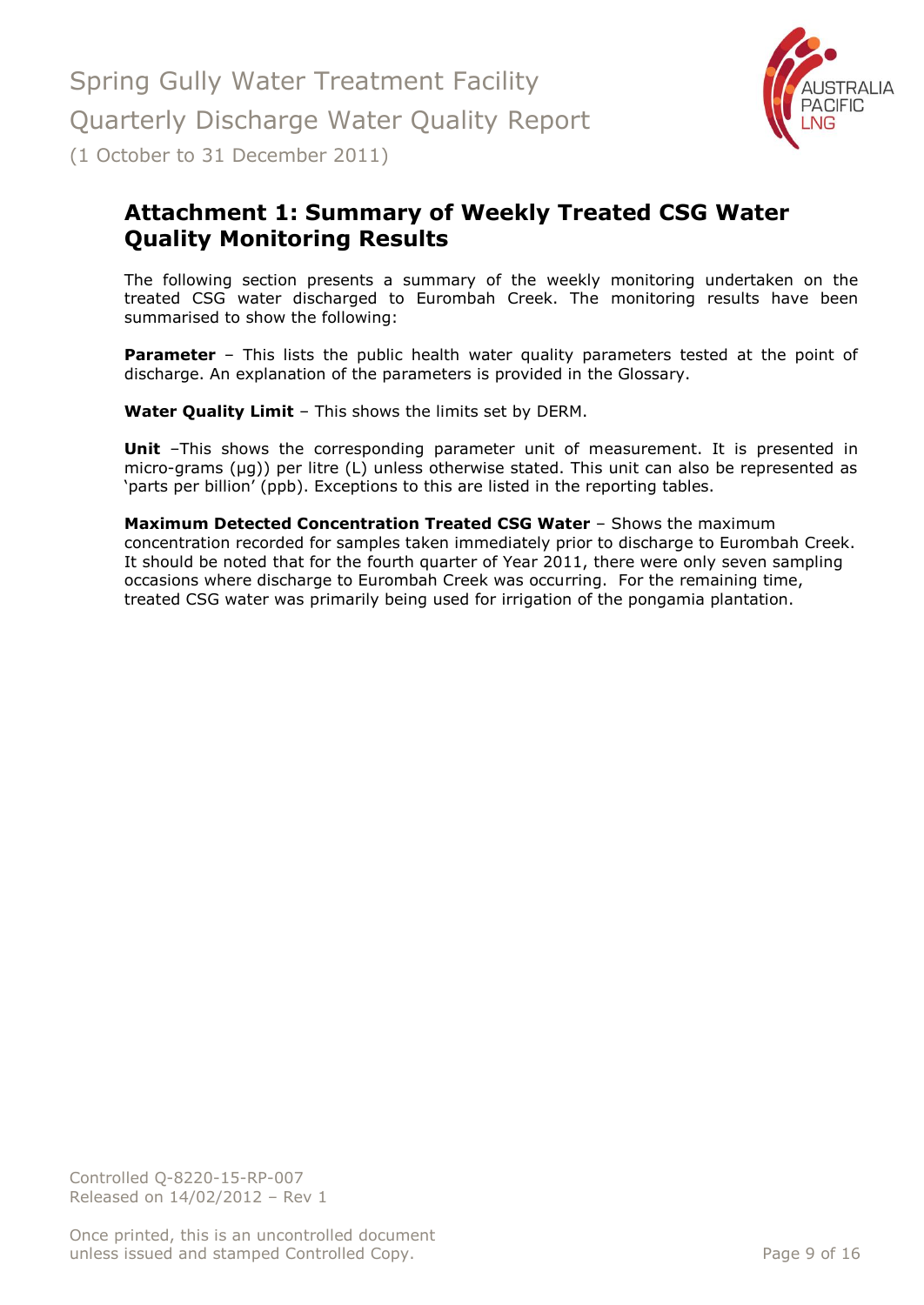## Attachment 1: Summary of Weekly Treated CSG Water Quality Monitoring Results

The following section presents a summary of the weekly monitoring undertaken on the treated CSG water discharged to Eurombah Creek. The monitoring results have been summarised to show the following:

**Parameter** – This lists the public health water quality parameters tested at the point of discharge. An explanation of the parameters is provided in the Glossary.

**Water Quality Limit** – This shows the limits set by DERM.

**Unit** –This shows the corresponding parameter unit of measurement. It is presented in micro-grams (µg)) per litre (L) unless otherwise stated. This unit can also be represented as 'parts per billion' (ppb). Exceptions to this are listed in the reporting tables.

**Maximum Detected Concentration Treated CSG Water** – Shows the maximum concentration recorded for samples taken immediately prior to discharge to Eurombah Creek. It should be noted that for the fourth quarter of Year 2011, there were only seven sampling occasions where discharge to Eurombah Creek was occurring. For the remaining time, treated CSG water was primarily being used for irrigation of the pongamia plantation.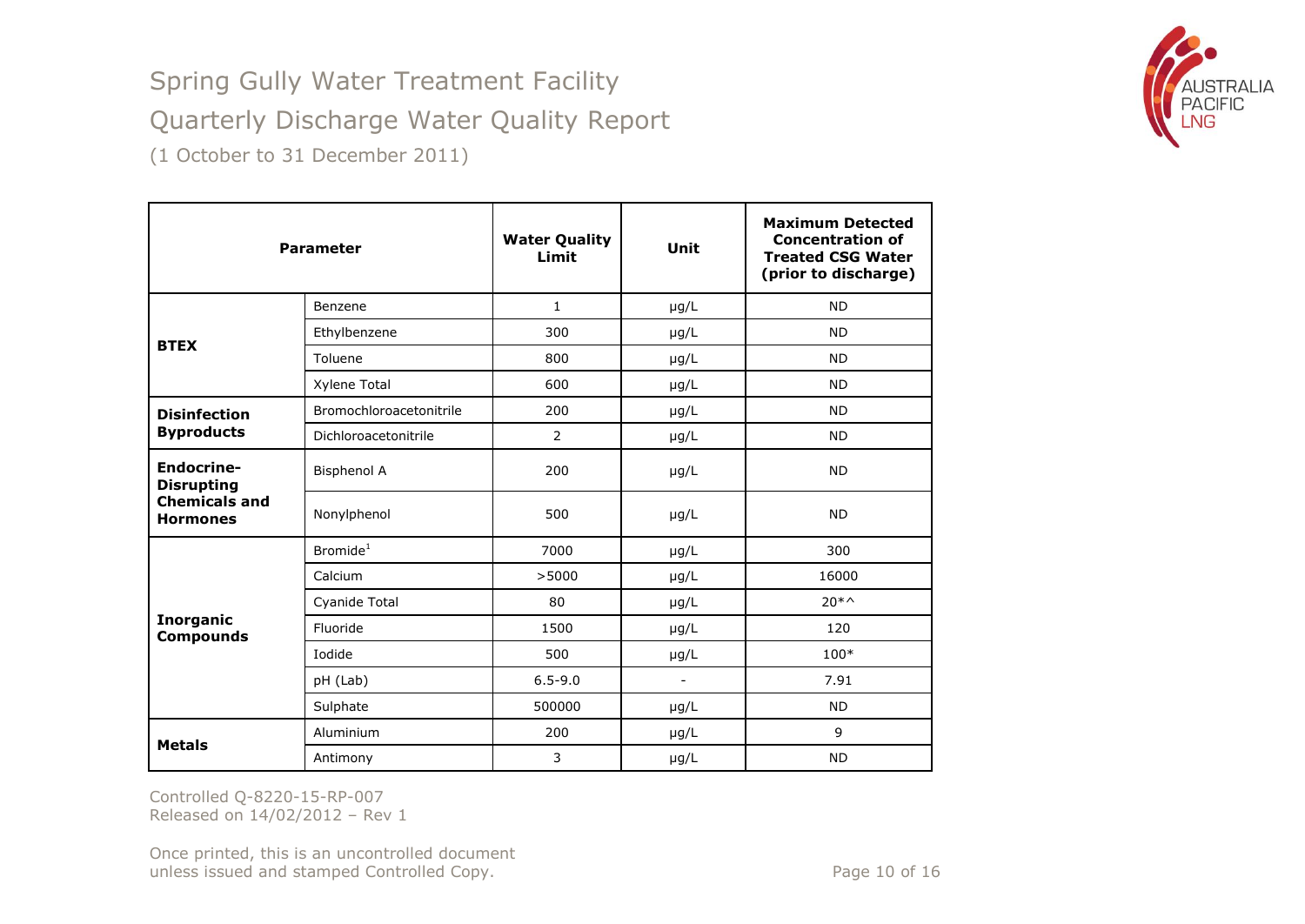# Spring Gully Water Treatment Facility

## Quarterly Discharge Water Quality Report

(1 October to 31 December 2011)

| Parameter | | Water Quality Limit | Unit | Maximum Detected Concentration of Treated CSG Water (prior to discharge) |
|---|---|---|---|---|
| **BTEX** | Benzene | 1 | µg/L | ND |
| | Ethylbenzene | 300 | µg/L | ND |
| | Toluene | 800 | µg/L | ND |
| | Xylene Total | 600 | µg/L | ND |
| **Disinfection Byproducts** | Bromochloroacetonitrile | 200 | µg/L | ND |
| | Dichloroacetonitrile | 2 | µg/L | ND |
| **Endocrine-Disrupting Chemicals and Hormones** | Bisphenol A | 200 | µg/L | ND |
| | Nonylphenol | 500 | µg/L | ND |
| **Inorganic Compounds** | Bromide[1] | 7000 | µg/L | 300 |
| | Calcium | >5000 | µg/L | 16000 |
| | Cyanide Total | 80 | µg/L | 20*^ |
| | Fluoride | 1500 | µg/L | 120 |
| | Iodide | 500 | µg/L | 100* |
| | pH (Lab) | 6.5-9.0 | - | 7.91 |
| | Sulphate | 500000 | µg/L | ND |
| **Metals** | Aluminium | 200 | µg/L | 9 |
| | Antimony | 3 | µg/L | ND |

Controlled Q-8220-15-RP-007
Released on 14/02/2012 – Rev 1

Once printed, this is an uncontrolled document unless issued and stamped Controlled Copy.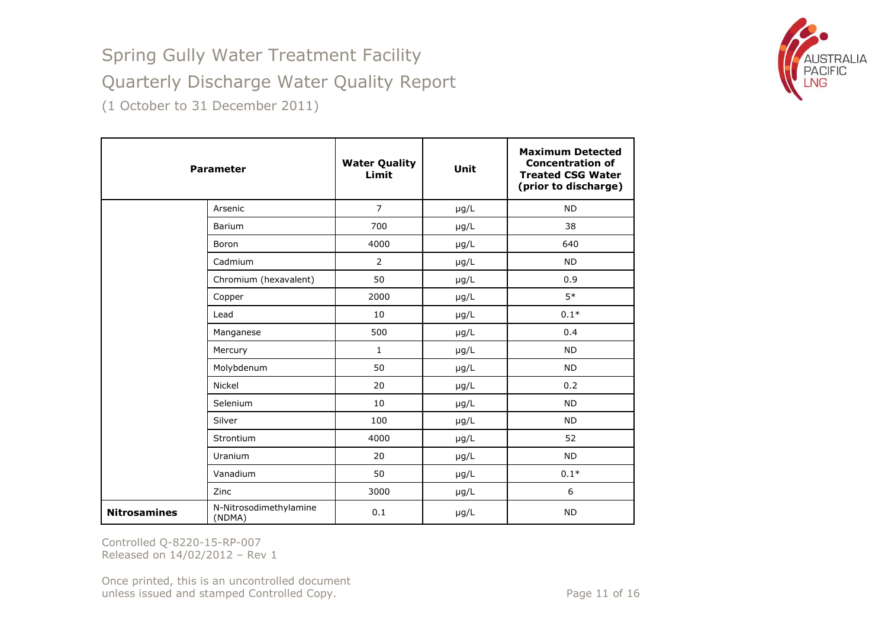# Spring Gully Water Treatment Facility

## Quarterly Discharge Water Quality Report

(1 October to 31 December 2011)

| Parameter | | Water Quality Limit | Unit | Maximum Detected Concentration of Treated CSG Water (prior to discharge) |
|---|---|---|---|---|
| | Arsenic | 7 | μg/L | ND |
| | Barium | 700 | μg/L | 38 |
| | Boron | 4000 | μg/L | 640 |
| | Cadmium | 2 | μg/L | ND |
| | Chromium (hexavalent) | 50 | μg/L | 0.9 |
| | Copper | 2000 | μg/L | 5* |
| | Lead | 10 | μg/L | 0.1* |
| | Manganese | 500 | μg/L | 0.4 |
| | Mercury | 1 | μg/L | ND |
| | Molybdenum | 50 | μg/L | ND |
| | Nickel | 20 | μg/L | 0.2 |
| | Selenium | 10 | μg/L | ND |
| | Silver | 100 | μg/L | ND |
| | Strontium | 4000 | μg/L | 52 |
| | Uranium | 20 | μg/L | ND |
| | Vanadium | 50 | μg/L | 0.1* |
| | Zinc | 3000 | μg/L | 6 |
| **Nitrosamines** | N-Nitrosodimethylamine (NDMA) | 0.1 | μg/L | ND |

Controlled Q-8220-15-RP-007
Released on 14/02/2012 – Rev 1

Once printed, this is an uncontrolled document unless issued and stamped Controlled Copy.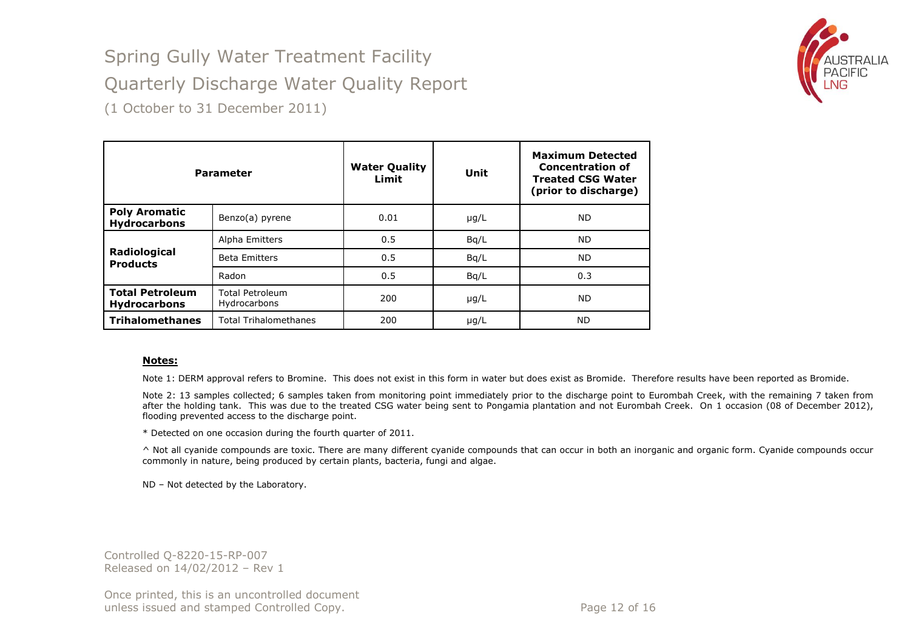# Spring Gully Water Treatment Facility

## Quarterly Discharge Water Quality Report

(1 October to 31 December 2011)

| Parameter | | Water Quality Limit | Unit | Maximum Detected Concentration of Treated CSG Water (prior to discharge) |
|---|---|---|---|---|
| **Poly Aromatic Hydrocarbons** | Benzo(a) pyrene | 0.01 | μg/L | ND |
| **Radiological Products** | Alpha Emitters | 0.5 | Bq/L | ND |
| | Beta Emitters | 0.5 | Bq/L | ND |
| | Radon | 0.5 | Bq/L | 0.3 |
| **Total Petroleum Hydrocarbons** | Total Petroleum Hydrocarbons | 200 | μg/L | ND |
| **Trihalomethanes** | Total Trihalomethanes | 200 | μg/L | ND |

**Notes:**

Note 1: DERM approval refers to Bromine. This does not exist in this form in water but does exist as Bromide. Therefore results have been reported as Bromide.

Note 2: 13 samples collected; 6 samples taken from monitoring point immediately prior to the discharge point to Eurombah Creek, with the remaining 7 taken from after the holding tank. This was due to the treated CSG water being sent to Pongamia plantation and not Eurombah Creek. On 1 occasion (08 of December 2012), flooding prevented access to the discharge point.

* Detected on one occasion during the fourth quarter of 2011.

^ Not all cyanide compounds are toxic. There are many different cyanide compounds that can occur in both an inorganic and organic form. Cyanide compounds occur commonly in nature, being produced by certain plants, bacteria, fungi and algae.

ND – Not detected by the Laboratory.

Controlled Q-8220-15-RP-007
Released on 14/02/2012 – Rev 1

Once printed, this is an uncontrolled document unless issued and stamped Controlled Copy.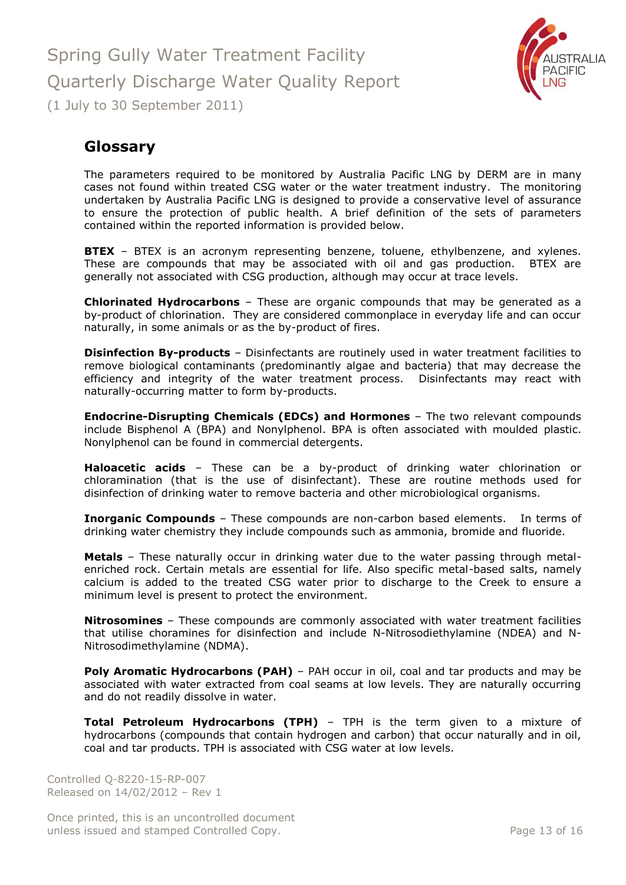## Glossary

The parameters required to be monitored by Australia Pacific LNG by DERM are in many cases not found within treated CSG water or the water treatment industry. The monitoring undertaken by Australia Pacific LNG is designed to provide a conservative level of assurance to ensure the protection of public health. A brief definition of the sets of parameters contained within the reported information is provided below.

**BTEX** – BTEX is an acronym representing benzene, toluene, ethylbenzene, and xylenes. These are compounds that may be associated with oil and gas production. BTEX are generally not associated with CSG production, although may occur at trace levels.

**Chlorinated Hydrocarbons** – These are organic compounds that may be generated as a by-product of chlorination. They are considered commonplace in everyday life and can occur naturally, in some animals or as the by-product of fires.

**Disinfection By-products** – Disinfectants are routinely used in water treatment facilities to remove biological contaminants (predominantly algae and bacteria) that may decrease the efficiency and integrity of the water treatment process. Disinfectants may react with naturally-occurring matter to form by-products.

**Endocrine-Disrupting Chemicals (EDCs) and Hormones** – The two relevant compounds include Bisphenol A (BPA) and Nonylphenol. BPA is often associated with moulded plastic. Nonylphenol can be found in commercial detergents.

**Haloacetic acids** – These can be a by-product of drinking water chlorination or chloramination (that is the use of disinfectant). These are routine methods used for disinfection of drinking water to remove bacteria and other microbiological organisms.

**Inorganic Compounds** – These compounds are non-carbon based elements. In terms of drinking water chemistry they include compounds such as ammonia, bromide and fluoride.

**Metals** – These naturally occur in drinking water due to the water passing through metal-enriched rock. Certain metals are essential for life. Also specific metal-based salts, namely calcium is added to the treated CSG water prior to discharge to the Creek to ensure a minimum level is present to protect the environment.

**Nitrosomines** – These compounds are commonly associated with water treatment facilities that utilise choramines for disinfection and include N-Nitrosodiethylamine (NDEA) and N-Nitrosodimethylamine (NDMA).

**Poly Aromatic Hydrocarbons (PAH)** – PAH occur in oil, coal and tar products and may be associated with water extracted from coal seams at low levels. They are naturally occurring and do not readily dissolve in water.

**Total Petroleum Hydrocarbons (TPH)** – TPH is the term given to a mixture of hydrocarbons (compounds that contain hydrogen and carbon) that occur naturally and in oil, coal and tar products. TPH is associated with CSG water at low levels.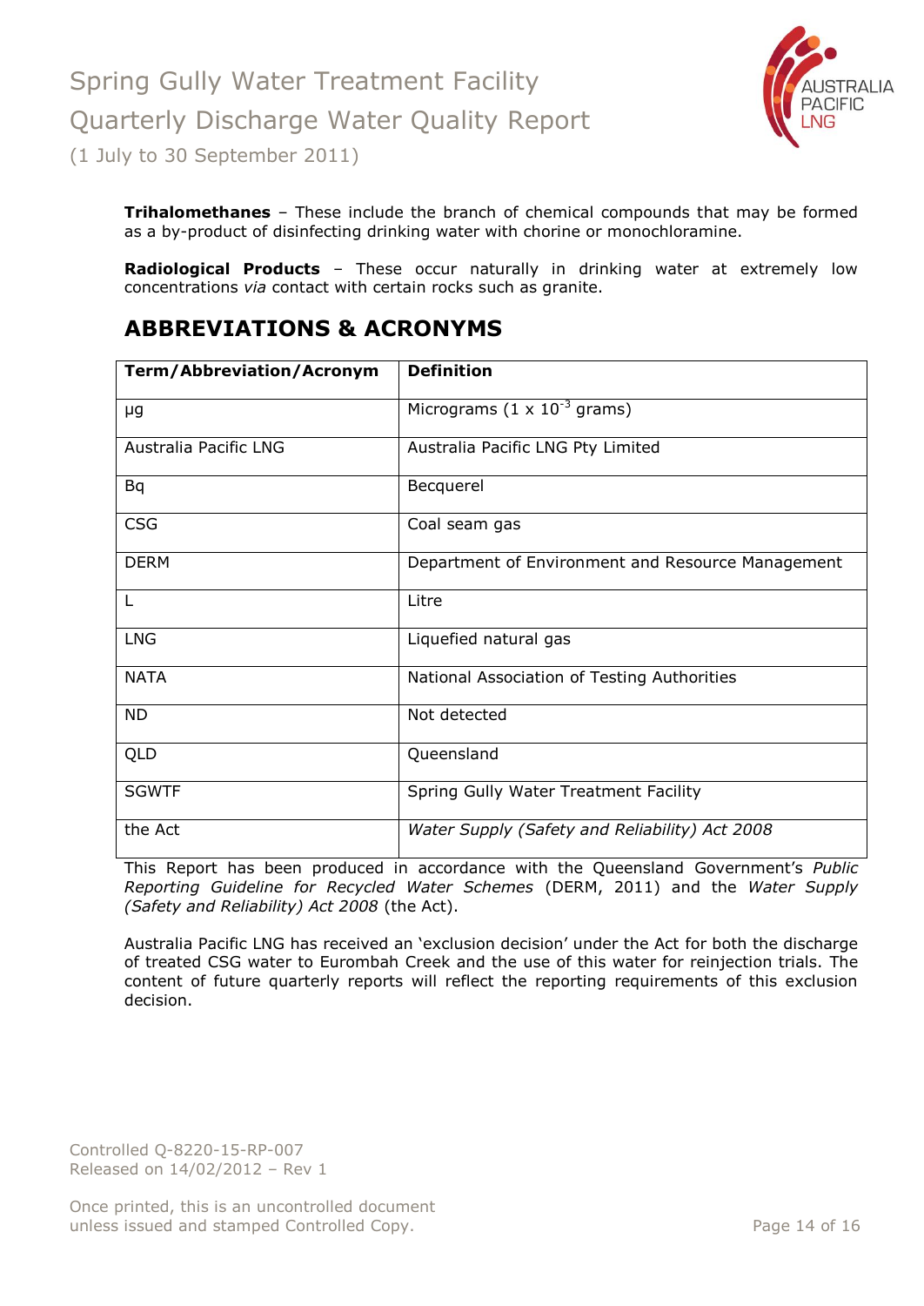**Trihalomethanes** – These include the branch of chemical compounds that may be formed as a by-product of disinfecting drinking water with chorine or monochloramine.

**Radiological Products** – These occur naturally in drinking water at extremely low concentrations *via* contact with certain rocks such as granite.

## ABBREVIATIONS & ACRONYMS

| Term/Abbreviation/Acronym | Definition |
|---|---|
| µg | Micrograms ($1 \times 10^{-3}$ grams) |
| Australia Pacific LNG | Australia Pacific LNG Pty Limited |
| Bq | Becquerel |
| CSG | Coal seam gas |
| DERM | Department of Environment and Resource Management |
| L | Litre |
| LNG | Liquefied natural gas |
| NATA | National Association of Testing Authorities |
| ND | Not detected |
| QLD | Queensland |
| SGWTF | Spring Gully Water Treatment Facility |
| the Act | *Water Supply (Safety and Reliability) Act 2008* |

This Report has been produced in accordance with the Queensland Government's *Public Reporting Guideline for Recycled Water Schemes* (DERM, 2011) and the *Water Supply (Safety and Reliability) Act 2008* (the Act).

Australia Pacific LNG has received an 'exclusion decision' under the Act for both the discharge of treated CSG water to Eurombah Creek and the use of this water for reinjection trials. The content of future quarterly reports will reflect the reporting requirements of this exclusion decision.

Controlled Q-8220-15-RP-007
Released on 14/02/2012 – Rev 1

Once printed, this is an uncontrolled document unless issued and stamped Controlled Copy.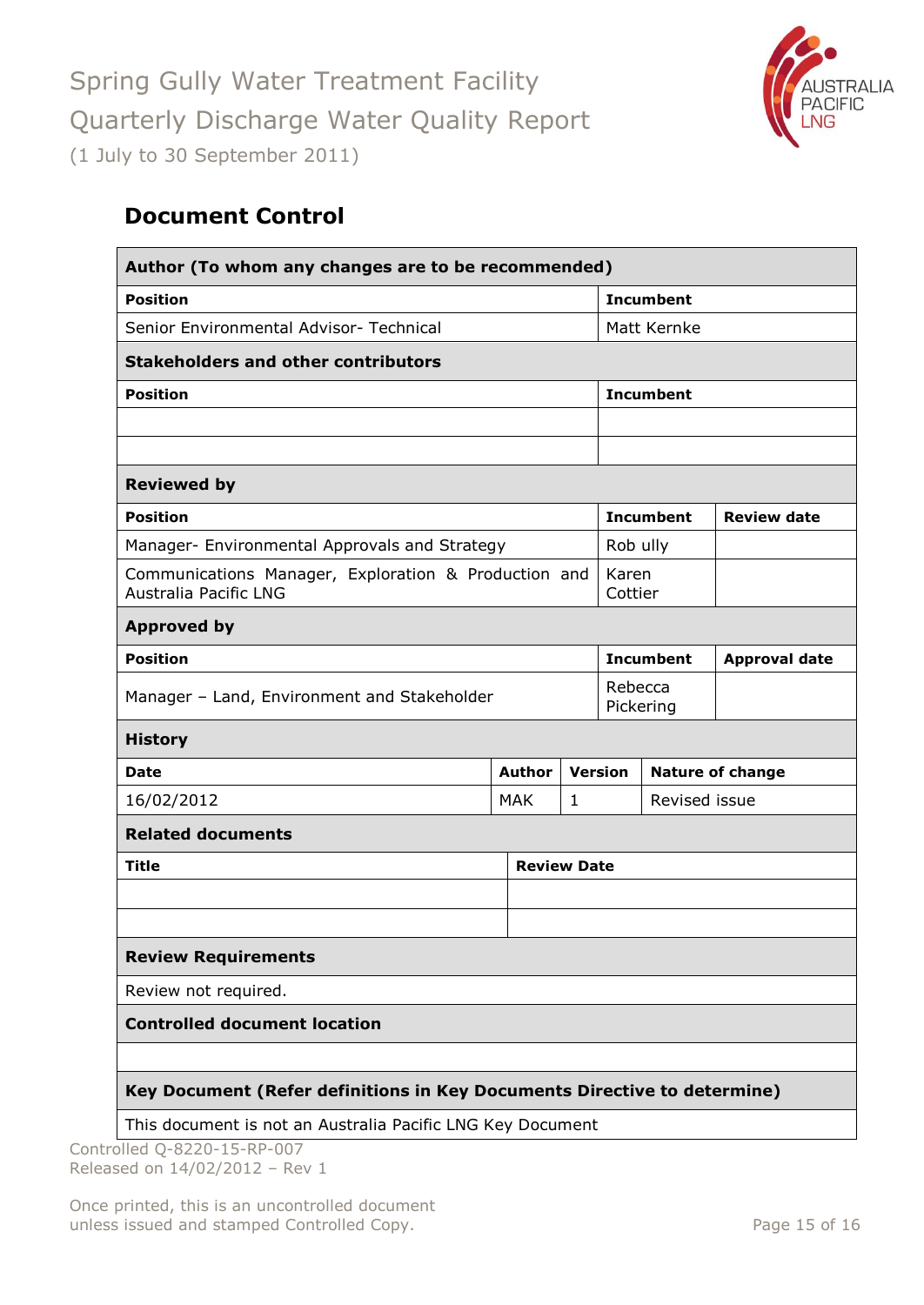## Document Control

| **Author (To whom any changes are to be recommended)** | |
|---|---|
| **Position** | **Incumbent** |
| Senior Environmental Advisor- Technical | Matt Kernke |

| **Stakeholders and other contributors** | |
|---|---|
| **Position** | **Incumbent** |
| | |
| | |

| **Reviewed by** | | |
|---|---|---|
| **Position** | **Incumbent** | **Review date** |
| Manager- Environmental Approvals and Strategy | Rob ully | |
| Communications Manager, Exploration & Production and Australia Pacific LNG | Karen Cottier | |

| **Approved by** | | |
|---|---|---|
| **Position** | **Incumbent** | **Approval date** |
| Manager – Land, Environment and Stakeholder | Rebecca Pickering | |

| **History** | | | |
|---|---|---|---|
| **Date** | **Author** | **Version** | **Nature of change** |
| 16/02/2012 | MAK | 1 | Revised issue |

| **Related documents** | |
|---|---|
| **Title** | **Review Date** |
| | |
| | |

| **Review Requirements** |
|---|
| Review not required. |

| **Controlled document location** |
|---|
| |

| **Key Document (Refer definitions in Key Documents Directive to determine)** |
|---|
| This document is not an Australia Pacific LNG Key Document |